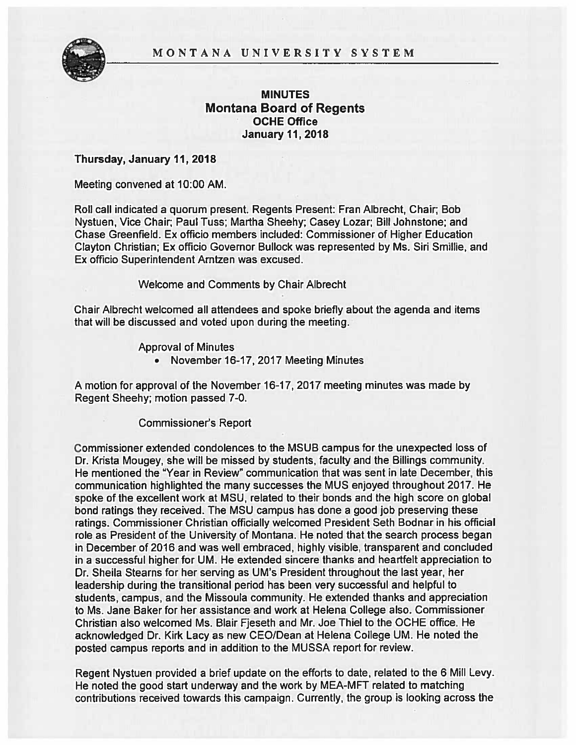MONTANA UNIVERSITY SYSTEM

# MINUTES
## Montana Board of Regents
### OCHE Office
### January 11, 2018

**Thursday, January 11, 2018**

Meeting convened at 10:00 AM.

Roll call indicated a quorum present. Regents Present: Fran Albrecht, Chair; Bob Nystuen, Vice Chair; Paul Tuss; Martha Sheehy; Casey Lozar; Bill Johnstone; and Chase Greenfield. Ex officio members included: Commissioner of Higher Education Clayton Christian; Ex officio Governor Bullock was represented by Ms. Siri Smillie, and Ex officio Superintendent Arntzen was excused.

Welcome and Comments by Chair Albrecht

Chair Albrecht welcomed all attendees and spoke briefly about the agenda and items that will be discussed and voted upon during the meeting.

Approval of Minutes

- November 16-17, 2017 Meeting Minutes

A motion for approval of the November 16-17, 2017 meeting minutes was made by Regent Sheehy; motion passed 7-0.

Commissioner's Report

Commissioner extended condolences to the MSUB campus for the unexpected loss of Dr. Krista Mougey, she will be missed by students, faculty and the Billings community. He mentioned the "Year in Review" communication that was sent in late December, this communication highlighted the many successes the MUS enjoyed throughout 2017. He spoke of the excellent work at MSU, related to their bonds and the high score on global bond ratings they received. The MSU campus has done a good job preserving these ratings. Commissioner Christian officially welcomed President Seth Bodnar in his official role as President of the University of Montana. He noted that the search process began in December of 2016 and was well embraced, highly visible, transparent and concluded in a successful higher for UM. He extended sincere thanks and heartfelt appreciation to Dr. Sheila Stearns for her serving as UM's President throughout the last year, her leadership during the transitional period has been very successful and helpful to students, campus, and the Missoula community. He extended thanks and appreciation to Ms. Jane Baker for her assistance and work at Helena College also. Commissioner Christian also welcomed Ms. Blair Fjeseth and Mr. Joe Thiel to the OCHE office. He acknowledged Dr. Kirk Lacy as new CEO/Dean at Helena College UM. He noted the posted campus reports and in addition to the MUSSA report for review.

Regent Nystuen provided a brief update on the efforts to date, related to the 6 Mill Levy. He noted the good start underway and the work by MEA-MFT related to matching contributions received towards this campaign. Currently, the group is looking across the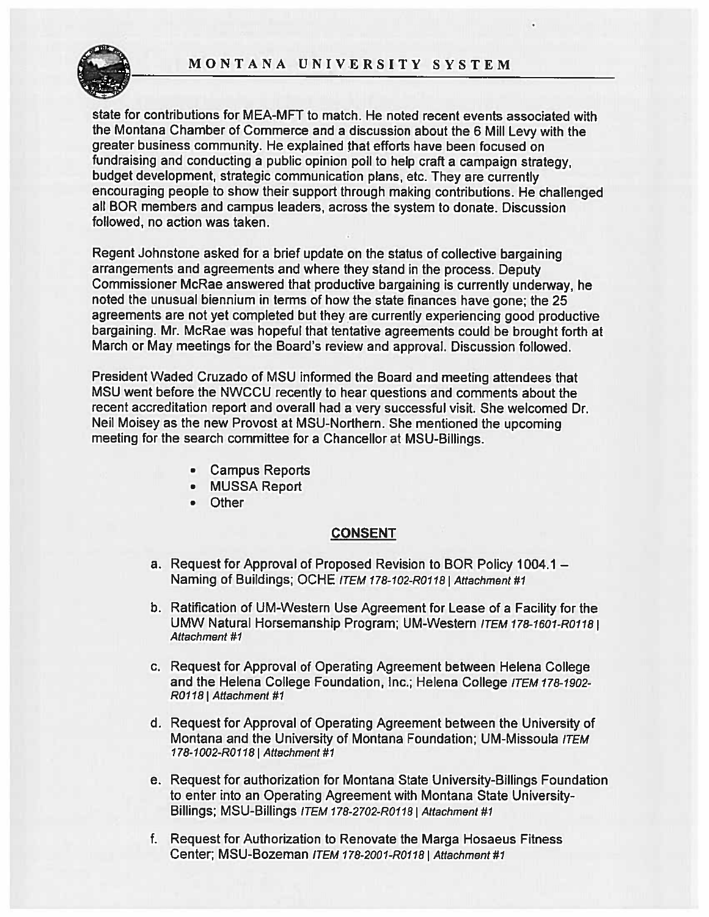state for contributions for MEA-MFT to match. He noted recent events associated with the Montana Chamber of Commerce and a discussion about the 6 Mill Levy with the greater business community. He explained that efforts have been focused on fundraising and conducting a public opinion poll to help craft a campaign strategy, budget development, strategic communication plans, etc. They are currently encouraging people to show their support through making contributions. He challenged all BOR members and campus leaders, across the system to donate. Discussion followed, no action was taken.

Regent Johnstone asked for a brief update on the status of collective bargaining arrangements and agreements and where they stand in the process. Deputy Commissioner McRae answered that productive bargaining is currently underway, he noted the unusual biennium in terms of how the state finances have gone; the 25 agreements are not yet completed but they are currently experiencing good productive bargaining. Mr. McRae was hopeful that tentative agreements could be brought forth at March or May meetings for the Board's review and approval. Discussion followed.

President Waded Cruzado of MSU informed the Board and meeting attendees that MSU went before the NWCCU recently to hear questions and comments about the recent accreditation report and overall had a very successful visit. She welcomed Dr. Neil Moisey as the new Provost at MSU-Northern. She mentioned the upcoming meeting for the search committee for a Chancellor at MSU-Billings.

- Campus Reports
- MUSSA Report
- Other

## CONSENT

a. Request for Approval of Proposed Revision to BOR Policy 1004.1 – Naming of Buildings; OCHE *ITEM 178-102-R0118 | Attachment #1*

b. Ratification of UM-Western Use Agreement for Lease of a Facility for the UMW Natural Horsemanship Program; UM-Western *ITEM 178-1601-R0118 | Attachment #1*

c. Request for Approval of Operating Agreement between Helena College and the Helena College Foundation, Inc.; Helena College *ITEM 178-1902-R0118 | Attachment #1*

d. Request for Approval of Operating Agreement between the University of Montana and the University of Montana Foundation; UM-Missoula *ITEM 178-1002-R0118 | Attachment #1*

e. Request for authorization for Montana State University-Billings Foundation to enter into an Operating Agreement with Montana State University-Billings; MSU-Billings *ITEM 178-2702-R0118 | Attachment #1*

f. Request for Authorization to Renovate the Marga Hosaeus Fitness Center; MSU-Bozeman *ITEM 178-2001-R0118 | Attachment #1*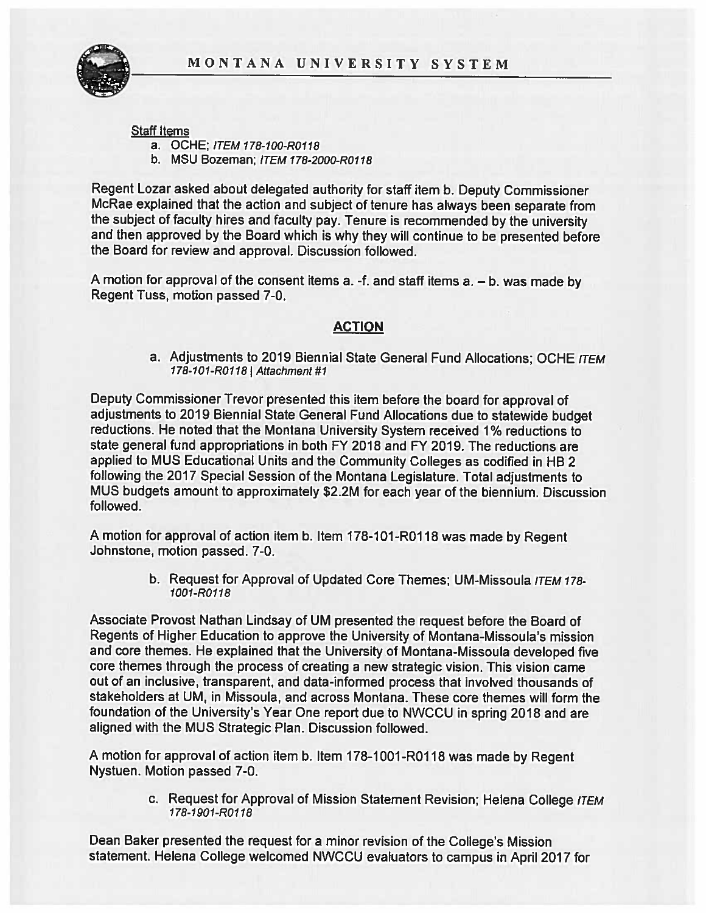Staff Items

a. OCHE; *ITEM 178-100-R0118*
b. MSU Bozeman; *ITEM 178-2000-R0118*

Regent Lozar asked about delegated authority for staff item b. Deputy Commissioner McRae explained that the action and subject of tenure has always been separate from the subject of faculty hires and faculty pay. Tenure is recommended by the university and then approved by the Board which is why they will continue to be presented before the Board for review and approval. Discussion followed.

A motion for approval of the consent items a. -f. and staff items a. – b. was made by Regent Tuss, motion passed 7-0.

## ACTION

a. Adjustments to 2019 Biennial State General Fund Allocations; OCHE *ITEM 178-101-R0118 | Attachment #1*

Deputy Commissioner Trevor presented this item before the board for approval of adjustments to 2019 Biennial State General Fund Allocations due to statewide budget reductions. He noted that the Montana University System received 1% reductions to state general fund appropriations in both FY 2018 and FY 2019. The reductions are applied to MUS Educational Units and the Community Colleges as codified in HB 2 following the 2017 Special Session of the Montana Legislature. Total adjustments to MUS budgets amount to approximately $2.2M for each year of the biennium. Discussion followed.

A motion for approval of action item b. Item 178-101-R0118 was made by Regent Johnstone, motion passed. 7-0.

b. Request for Approval of Updated Core Themes; UM-Missoula *ITEM 178-1001-R0118*

Associate Provost Nathan Lindsay of UM presented the request before the Board of Regents of Higher Education to approve the University of Montana-Missoula's mission and core themes. He explained that the University of Montana-Missoula developed five core themes through the process of creating a new strategic vision. This vision came out of an inclusive, transparent, and data-informed process that involved thousands of stakeholders at UM, in Missoula, and across Montana. These core themes will form the foundation of the University's Year One report due to NWCCU in spring 2018 and are aligned with the MUS Strategic Plan. Discussion followed.

A motion for approval of action item b. Item 178-1001-R0118 was made by Regent Nystuen. Motion passed 7-0.

c. Request for Approval of Mission Statement Revision; Helena College *ITEM 178-1901-R0118*

Dean Baker presented the request for a minor revision of the College's Mission statement. Helena College welcomed NWCCU evaluators to campus in April 2017 for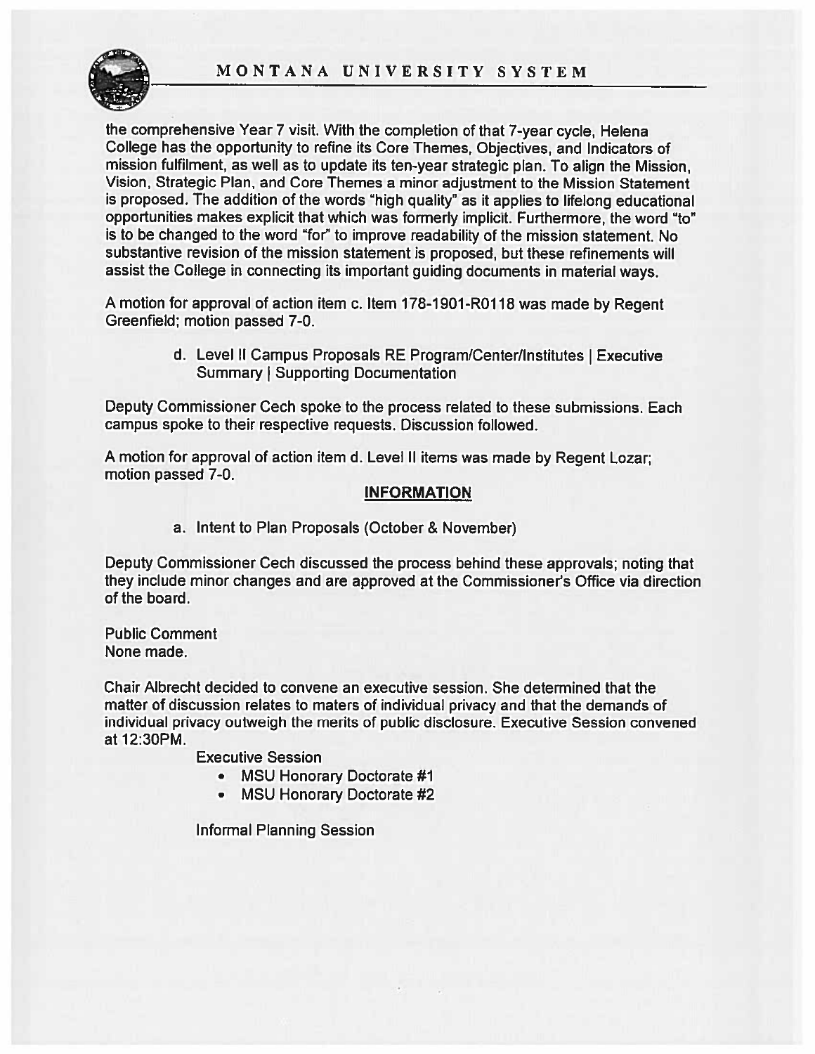the comprehensive Year 7 visit. With the completion of that 7-year cycle, Helena College has the opportunity to refine its Core Themes, Objectives, and Indicators of mission fulfilment, as well as to update its ten-year strategic plan. To align the Mission, Vision, Strategic Plan, and Core Themes a minor adjustment to the Mission Statement is proposed. The addition of the words "high quality" as it applies to lifelong educational opportunities makes explicit that which was formerly implicit. Furthermore, the word "to" is to be changed to the word "for" to improve readability of the mission statement. No substantive revision of the mission statement is proposed, but these refinements will assist the College in connecting its important guiding documents in material ways.

A motion for approval of action item c. Item 178-1901-R0118 was made by Regent Greenfield; motion passed 7-0.

d. Level II Campus Proposals RE Program/Center/Institutes | Executive Summary | Supporting Documentation

Deputy Commissioner Cech spoke to the process related to these submissions. Each campus spoke to their respective requests. Discussion followed.

A motion for approval of action item d. Level II items was made by Regent Lozar; motion passed 7-0.

## INFORMATION

a. Intent to Plan Proposals (October & November)

Deputy Commissioner Cech discussed the process behind these approvals; noting that they include minor changes and are approved at the Commissioner's Office via direction of the board.

Public Comment
None made.

Chair Albrecht decided to convene an executive session. She determined that the matter of discussion relates to maters of individual privacy and that the demands of individual privacy outweigh the merits of public disclosure. Executive Session convened at 12:30PM.

Executive Session

- MSU Honorary Doctorate #1
- MSU Honorary Doctorate #2

Informal Planning Session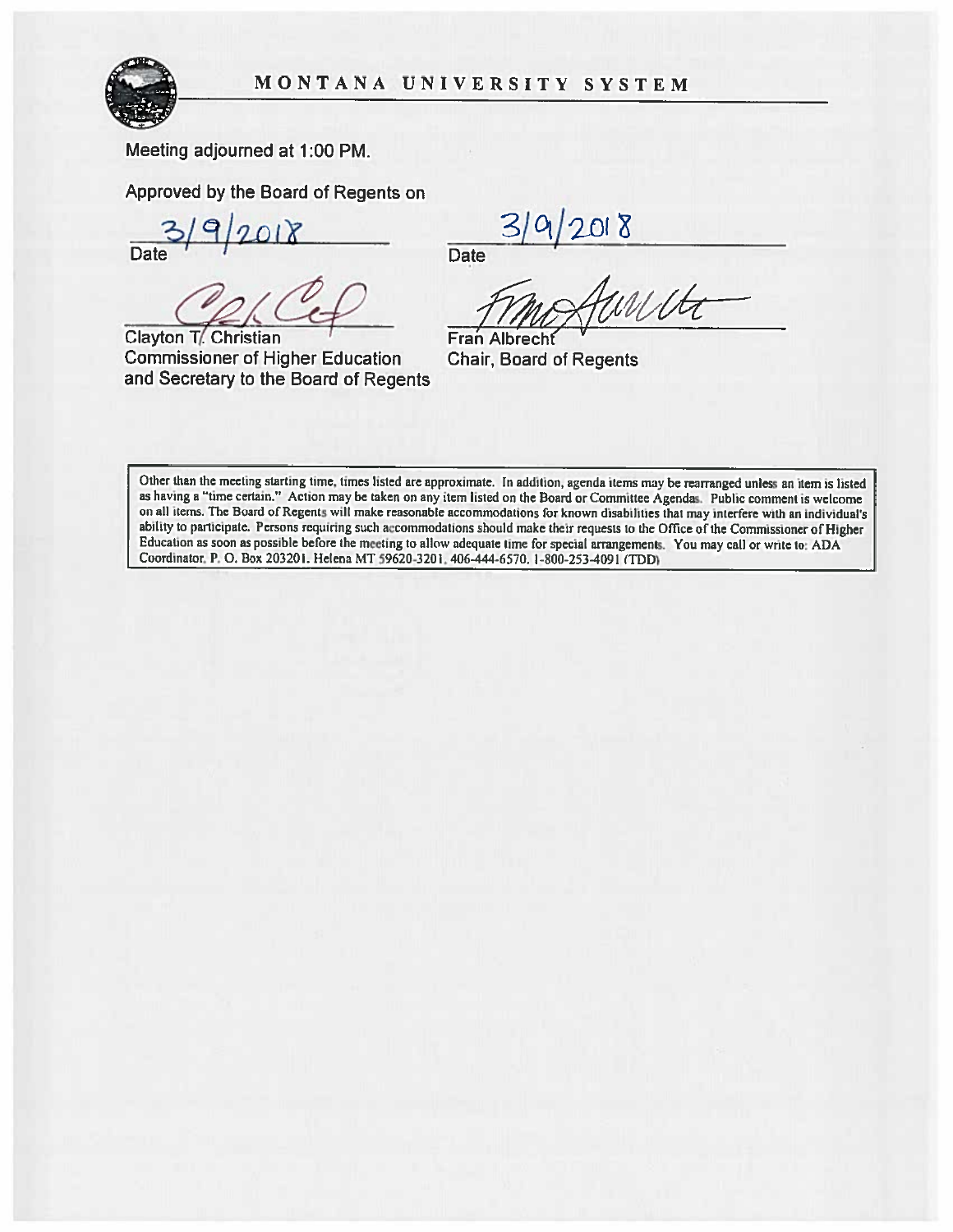Meeting adjourned at 1:00 PM.

Approved by the Board of Regents on

3/9/2018
Date

3/9/2018
Date

Clayton T. Christian
Commissioner of Higher Education
and Secretary to the Board of Regents

Fran Albrecht
Chair, Board of Regents

Other than the meeting starting time, times listed are approximate. In addition, agenda items may be rearranged unless an item is listed as having a "time certain." Action may be taken on any item listed on the Board or Committee Agendas. Public comment is welcome on all items. The Board of Regents will make reasonable accommodations for known disabilities that may interfere with an individual's ability to participate. Persons requiring such accommodations should make their requests to the Office of the Commissioner of Higher Education as soon as possible before the meeting to allow adequate time for special arrangements. You may call or write to: ADA Coordinator, P. O. Box 203201, Helena MT 59620-3201, 406-444-6570, 1-800-253-4091 (TDD)